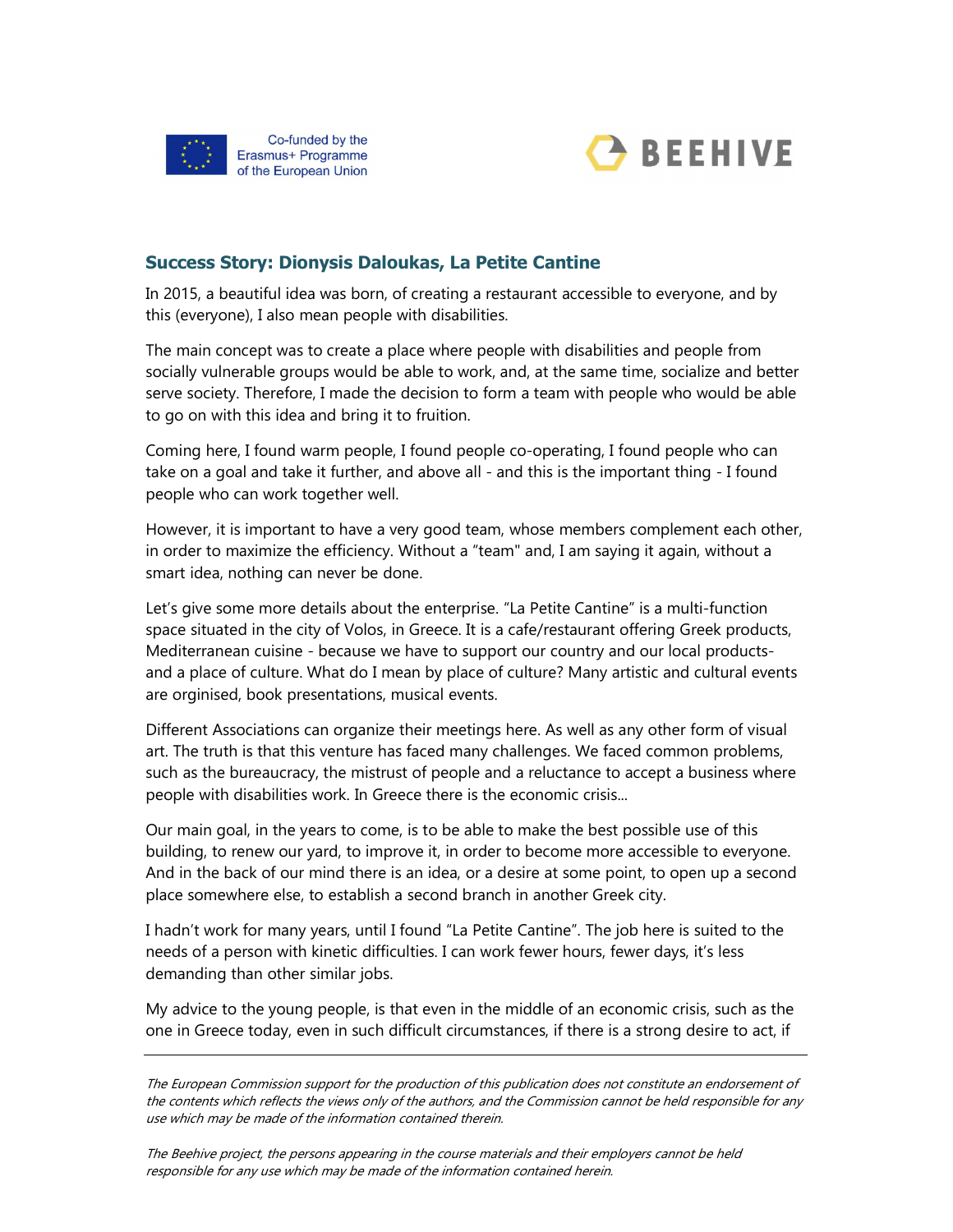## Success Story: Dionysis Daloukas, La Petite Cantine

In 2015, a beautiful idea was born, of creating a restaurant accessible to everyone, and by this (everyone), I also mean people with disabilities.

The main concept was to create a place where people with disabilities and people from socially vulnerable groups would be able to work, and, at the same time, socialize and better serve society. Therefore, I made the decision to form a team with people who would be able to go on with this idea and bring it to fruition.

Coming here, I found warm people, I found people co-operating, I found people who can take on a goal and take it further, and above all - and this is the important thing - I found people who can work together well.

However, it is important to have a very good team, whose members complement each other, in order to maximize the efficiency. Without a "team" and, I am saying it again, without a smart idea, nothing can never be done.

Let's give some more details about the enterprise. "La Petite Cantine" is a multi-function space situated in the city of Volos, in Greece. It is a cafe/restaurant offering Greek products, Mediterranean cuisine - because we have to support our country and our local products- and a place of culture. What do I mean by place of culture? Many artistic and cultural events are orginised, book presentations, musical events.

Different Associations can organize their meetings here. As well as any other form of visual art. The truth is that this venture has faced many challenges. We faced common problems, such as the bureaucracy, the mistrust of people and a reluctance to accept a business where people with disabilities work. In Greece there is the economic crisis...

Our main goal, in the years to come, is to be able to make the best possible use of this building, to renew our yard, to improve it, in order to become more accessible to everyone. And in the back of our mind there is an idea, or a desire at some point, to open up a second place somewhere else, to establish a second branch in another Greek city.

I hadn't work for many years, until I found "La Petite Cantine". The job here is suited to the needs of a person with kinetic difficulties. I can work fewer hours, fewer days, it's less demanding than other similar jobs.

My advice to the young people, is that even in the middle of an economic crisis, such as the one in Greece today, even in such difficult circumstances, if there is a strong desire to act, if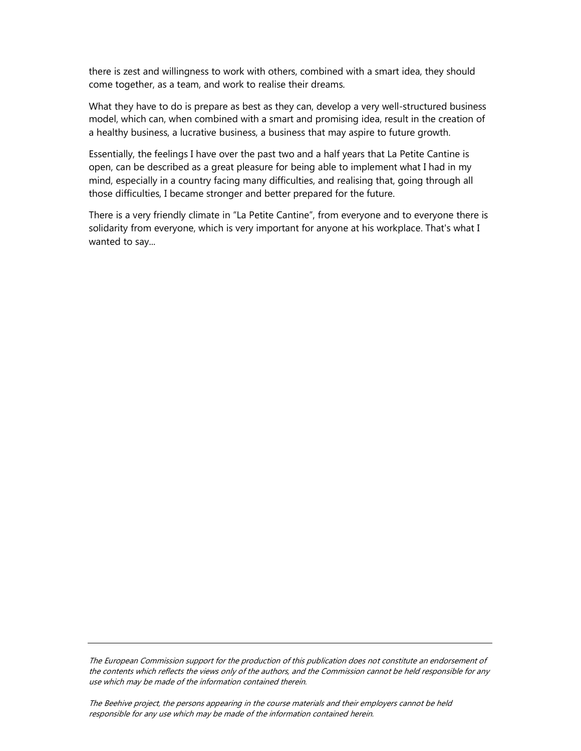there is zest and willingness to work with others, combined with a smart idea, they should come together, as a team, and work to realise their dreams.

What they have to do is prepare as best as they can, develop a very well-structured business model, which can, when combined with a smart and promising idea, result in the creation of a healthy business, a lucrative business, a business that may aspire to future growth.

Essentially, the feelings I have over the past two and a half years that La Petite Cantine is open, can be described as a great pleasure for being able to implement what I had in my mind, especially in a country facing many difficulties, and realising that, going through all those difficulties, I became stronger and better prepared for the future.

There is a very friendly climate in "La Petite Cantine", from everyone and to everyone there is solidarity from everyone, which is very important for anyone at his workplace. That's what I wanted to say...

---

*The European Commission support for the production of this publication does not constitute an endorsement of the contents which reflects the views only of the authors, and the Commission cannot be held responsible for any use which may be made of the information contained therein.*

*The Beehive project, the persons appearing in the course materials and their employers cannot be held responsible for any use which may be made of the information contained herein.*